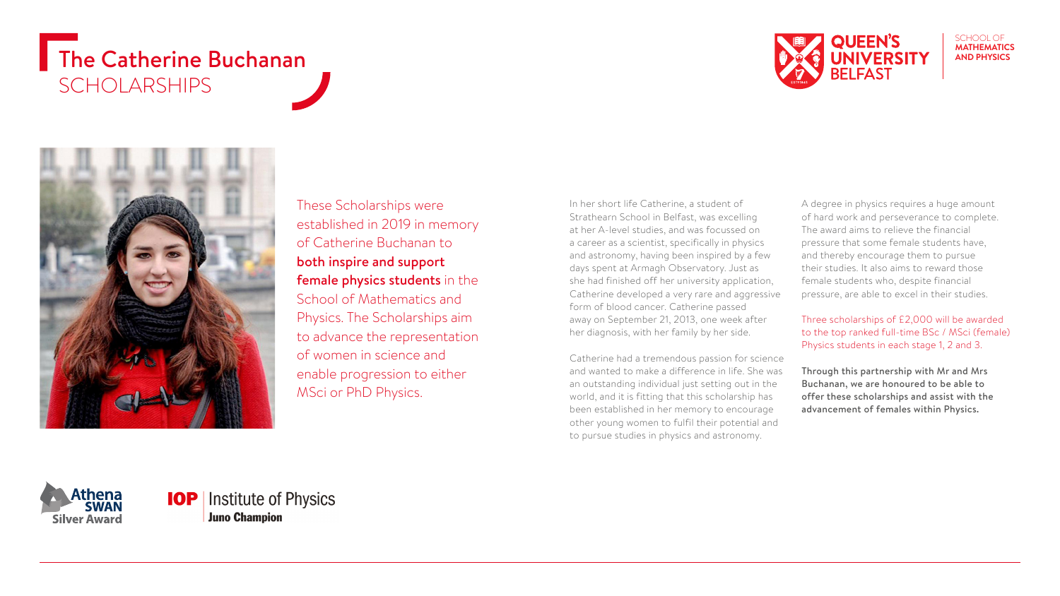# The Catherine Buchanan SCHOLARSHIPS

QUEEN'S UNIVERSITY BELFAST

SCHOOL OF **MATHEMATICS AND PHYSICS**

These Scholarships were established in 2019 in memory of Catherine Buchanan to **both inspire and support female physics students** in the School of Mathematics and Physics. The Scholarships aim to advance the representation of women in science and enable progression to either MSci or PhD Physics.

In her short life Catherine, a student of Strathearn School in Belfast, was excelling at her A-level studies, and was focussed on a career as a scientist, specifically in physics and astronomy, having been inspired by a few days spent at Armagh Observatory. Just as she had finished off her university application, Catherine developed a very rare and aggressive form of blood cancer. Catherine passed away on September 21, 2013, one week after her diagnosis, with her family by her side.

Catherine had a tremendous passion for science and wanted to make a difference in life. She was an outstanding individual just setting out in the world, and it is fitting that this scholarship has been established in her memory to encourage other young women to fulfil their potential and to pursue studies in physics and astronomy.

A degree in physics requires a huge amount of hard work and perseverance to complete. The award aims to relieve the financial pressure that some female students have, and thereby encourage them to pursue their studies. It also aims to reward those female students who, despite financial pressure, are able to excel in their studies.

Three scholarships of £2,000 will be awarded to the top ranked full-time BSc / MSci (female) Physics students in each stage 1, 2 and 3.

**Through this partnership with Mr and Mrs Buchanan, we are honoured to be able to offer these scholarships and assist with the advancement of females within Physics.**

Athena SWAN Silver Award

IOP | Institute of Physics Juno Champion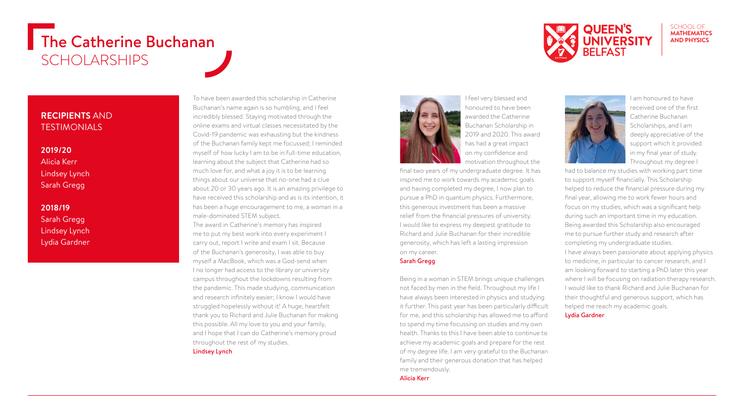# The Catherine Buchanan SCHOLARSHIPS

QUEEN'S UNIVERSITY BELFAST

SCHOOL OF MATHEMATICS AND PHYSICS

## RECIPIENTS AND TESTIMONIALS

**2019/20**

Alicia Kerr
Lindsey Lynch
Sarah Gregg

**2018/19**

Sarah Gregg
Lindsey Lynch
Lydia Gardner

To have been awarded this scholarship in Catherine Buchanan's name again is so humbling, and I feel incredibly blessed. Staying motivated through the online exams and virtual classes necessitated by the Covid-19 pandemic was exhausting but the kindness of the Buchanan family kept me focussed; I reminded myself of how lucky I am to be in full-time education, learning about the subject that Catherine had so much love for, and what a joy it is to be learning things about our universe that no-one had a clue about 20 or 30 years ago. It is an amazing privilege to have received this scholarship and as is its intention, it has been a huge encouragement to me, a woman in a male-dominated STEM subject.

The award in Catherine's memory has inspired me to put my best work into every experiment I carry out, report I write and exam I sit. Because of the Buchanan's generosity, I was able to buy myself a MacBook, which was a God-send when I no longer had access to the library or university campus throughout the lockdowns resulting from the pandemic. This made studying, communication and research infinitely easier; I know I would have struggled hopelessly without it! A huge, heartfelt thank you to Richard and Julie Buchanan for making this possible. All my love to you and your family, and I hope that I can do Catherine's memory proud throughout the rest of my studies.

**Lindsey Lynch**

I feel very blessed and honoured to have been awarded the Catherine Buchanan Scholarship in 2019 and 2020. This award has had a great impact on my confidence and motivation throughout the final two years of my undergraduate degree. It has inspired me to work towards my academic goals and having completed my degree, I now plan to pursue a PhD in quantum physics. Furthermore, this generous investment has been a massive relief from the financial pressures of university. I would like to express my deepest gratitude to Richard and Julie Buchanan for their incredible generosity, which has left a lasting impression on my career.

**Sarah Gregg**

Being in a woman in STEM brings unique challenges not faced by men in the field. Throughout my life I have always been interested in physics and studying it further. This past year has been particularly difficult for me, and this scholarship has allowed me to afford to spend my time focussing on studies and my own health. Thanks to this I have been able to continue to achieve my academic goals and prepare for the rest of my degree life. I am very grateful to the Buchanan family and their generous donation that has helped me tremendously.

**Alicia Kerr**

I am honoured to have received one of the first Catherine Buchanan Scholarships, and I am deeply appreciative of the support which it provided in my final year of study. Throughout my degree I had to balance my studies with working part time to support myself financially. This Scholarship helped to reduce the financial pressure during my final year, allowing me to work fewer hours and focus on my studies, which was a significant help during such an important time in my education. Being awarded this Scholarship also encouraged me to pursue further study and research after completing my undergraduate studies.

I have always been passionate about applying physics to medicine, in particular to cancer research, and I am looking forward to starting a PhD later this year where I will be focusing on radiation therapy research. I would like to thank Richard and Julie Buchanan for their thoughtful and generous support, which has helped me reach my academic goals.

**Lydia Gardner**